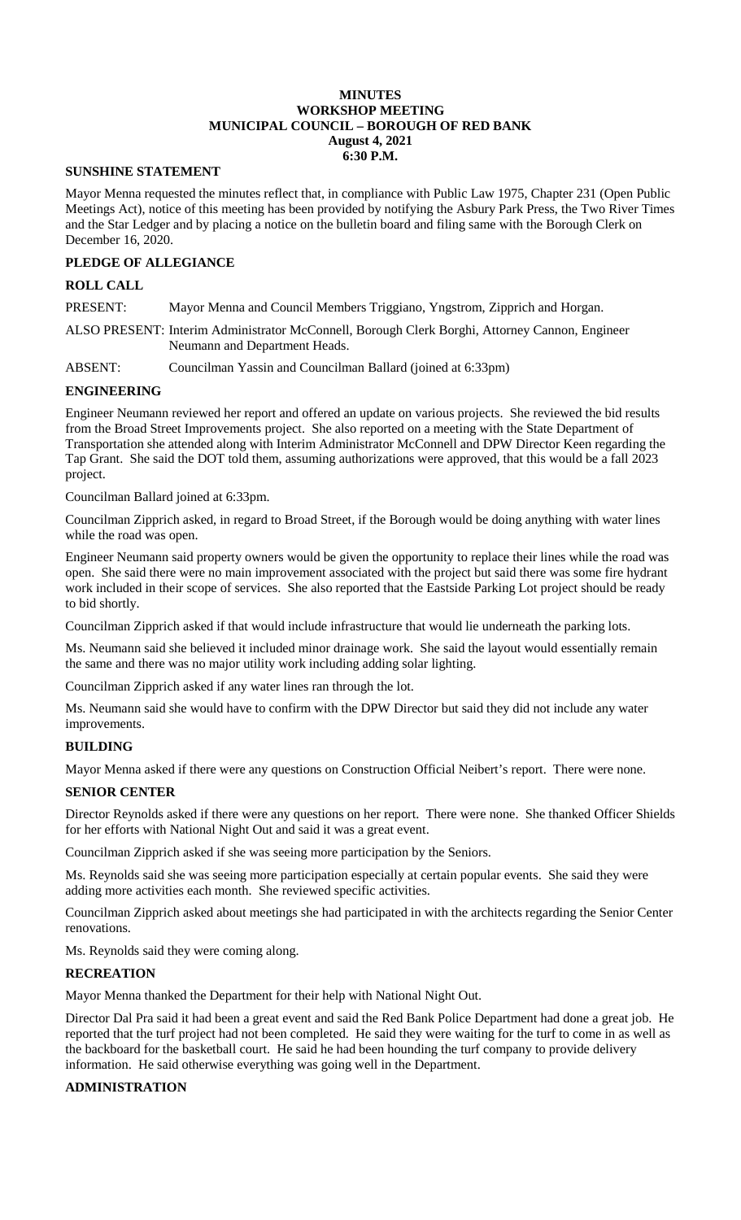# MINUTES
## WORKSHOP MEETING
## MUNICIPAL COUNCIL – BOROUGH OF RED BANK
**August 4, 2021**
**6:30 P.M.**

### SUNSHINE STATEMENT

Mayor Menna requested the minutes reflect that, in compliance with Public Law 1975, Chapter 231 (Open Public Meetings Act), notice of this meeting has been provided by notifying the Asbury Park Press, the Two River Times and the Star Ledger and by placing a notice on the bulletin board and filing same with the Borough Clerk on December 16, 2020.

### PLEDGE OF ALLEGIANCE

### ROLL CALL

PRESENT: Mayor Menna and Council Members Triggiano, Yngstrom, Zipprich and Horgan.

ALSO PRESENT: Interim Administrator McConnell, Borough Clerk Borghi, Attorney Cannon, Engineer Neumann and Department Heads.

ABSENT: Councilman Yassin and Councilman Ballard (joined at 6:33pm)

### ENGINEERING

Engineer Neumann reviewed her report and offered an update on various projects. She reviewed the bid results from the Broad Street Improvements project. She also reported on a meeting with the State Department of Transportation she attended along with Interim Administrator McConnell and DPW Director Keen regarding the Tap Grant. She said the DOT told them, assuming authorizations were approved, that this would be a fall 2023 project.

Councilman Ballard joined at 6:33pm.

Councilman Zipprich asked, in regard to Broad Street, if the Borough would be doing anything with water lines while the road was open.

Engineer Neumann said property owners would be given the opportunity to replace their lines while the road was open. She said there were no main improvement associated with the project but said there was some fire hydrant work included in their scope of services. She also reported that the Eastside Parking Lot project should be ready to bid shortly.

Councilman Zipprich asked if that would include infrastructure that would lie underneath the parking lots.

Ms. Neumann said she believed it included minor drainage work. She said the layout would essentially remain the same and there was no major utility work including adding solar lighting.

Councilman Zipprich asked if any water lines ran through the lot.

Ms. Neumann said she would have to confirm with the DPW Director but said they did not include any water improvements.

### BUILDING

Mayor Menna asked if there were any questions on Construction Official Neibert's report. There were none.

### SENIOR CENTER

Director Reynolds asked if there were any questions on her report. There were none. She thanked Officer Shields for her efforts with National Night Out and said it was a great event.

Councilman Zipprich asked if she was seeing more participation by the Seniors.

Ms. Reynolds said she was seeing more participation especially at certain popular events. She said they were adding more activities each month. She reviewed specific activities.

Councilman Zipprich asked about meetings she had participated in with the architects regarding the Senior Center renovations.

Ms. Reynolds said they were coming along.

### RECREATION

Mayor Menna thanked the Department for their help with National Night Out.

Director Dal Pra said it had been a great event and said the Red Bank Police Department had done a great job. He reported that the turf project had not been completed. He said they were waiting for the turf to come in as well as the backboard for the basketball court. He said he had been hounding the turf company to provide delivery information. He said otherwise everything was going well in the Department.

### ADMINISTRATION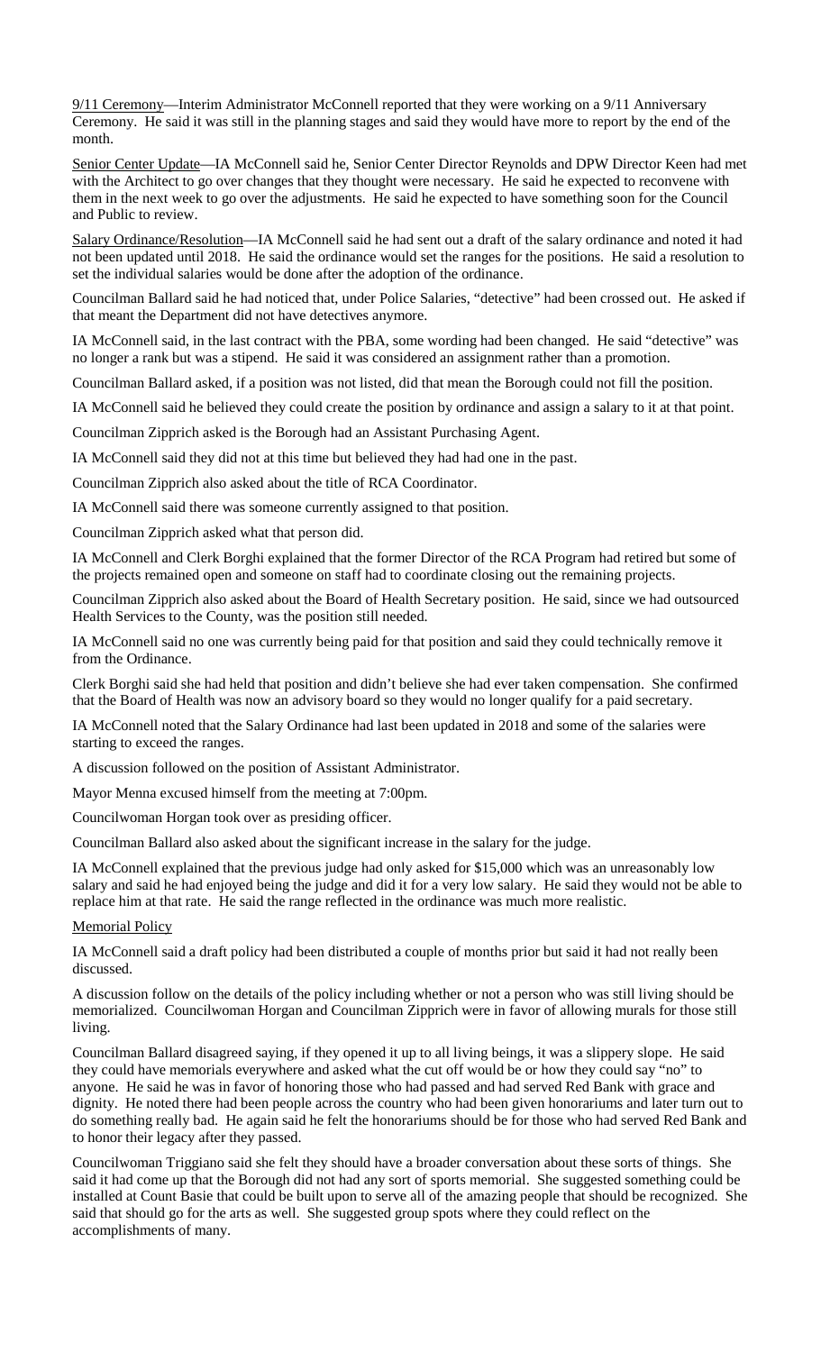9/11 Ceremony—Interim Administrator McConnell reported that they were working on a 9/11 Anniversary Ceremony. He said it was still in the planning stages and said they would have more to report by the end of the month.

Senior Center Update—IA McConnell said he, Senior Center Director Reynolds and DPW Director Keen had met with the Architect to go over changes that they thought were necessary. He said he expected to reconvene with them in the next week to go over the adjustments. He said he expected to have something soon for the Council and Public to review.

Salary Ordinance/Resolution—IA McConnell said he had sent out a draft of the salary ordinance and noted it had not been updated until 2018. He said the ordinance would set the ranges for the positions. He said a resolution to set the individual salaries would be done after the adoption of the ordinance.

Councilman Ballard said he had noticed that, under Police Salaries, "detective" had been crossed out. He asked if that meant the Department did not have detectives anymore.

IA McConnell said, in the last contract with the PBA, some wording had been changed. He said "detective" was no longer a rank but was a stipend. He said it was considered an assignment rather than a promotion.

Councilman Ballard asked, if a position was not listed, did that mean the Borough could not fill the position.

IA McConnell said he believed they could create the position by ordinance and assign a salary to it at that point.

Councilman Zipprich asked is the Borough had an Assistant Purchasing Agent.

IA McConnell said they did not at this time but believed they had had one in the past.

Councilman Zipprich also asked about the title of RCA Coordinator.

IA McConnell said there was someone currently assigned to that position.

Councilman Zipprich asked what that person did.

IA McConnell and Clerk Borghi explained that the former Director of the RCA Program had retired but some of the projects remained open and someone on staff had to coordinate closing out the remaining projects.

Councilman Zipprich also asked about the Board of Health Secretary position. He said, since we had outsourced Health Services to the County, was the position still needed.

IA McConnell said no one was currently being paid for that position and said they could technically remove it from the Ordinance.

Clerk Borghi said she had held that position and didn't believe she had ever taken compensation. She confirmed that the Board of Health was now an advisory board so they would no longer qualify for a paid secretary.

IA McConnell noted that the Salary Ordinance had last been updated in 2018 and some of the salaries were starting to exceed the ranges.

A discussion followed on the position of Assistant Administrator.

Mayor Menna excused himself from the meeting at 7:00pm.

Councilwoman Horgan took over as presiding officer.

Councilman Ballard also asked about the significant increase in the salary for the judge.

IA McConnell explained that the previous judge had only asked for $15,000 which was an unreasonably low salary and said he had enjoyed being the judge and did it for a very low salary. He said they would not be able to replace him at that rate. He said the range reflected in the ordinance was much more realistic.

Memorial Policy

IA McConnell said a draft policy had been distributed a couple of months prior but said it had not really been discussed.

A discussion follow on the details of the policy including whether or not a person who was still living should be memorialized. Councilwoman Horgan and Councilman Zipprich were in favor of allowing murals for those still living.

Councilman Ballard disagreed saying, if they opened it up to all living beings, it was a slippery slope. He said they could have memorials everywhere and asked what the cut off would be or how they could say "no" to anyone. He said he was in favor of honoring those who had passed and had served Red Bank with grace and dignity. He noted there had been people across the country who had been given honorariums and later turn out to do something really bad. He again said he felt the honorariums should be for those who had served Red Bank and to honor their legacy after they passed.

Councilwoman Triggiano said she felt they should have a broader conversation about these sorts of things. She said it had come up that the Borough did not had any sort of sports memorial. She suggested something could be installed at Count Basie that could be built upon to serve all of the amazing people that should be recognized. She said that should go for the arts as well. She suggested group spots where they could reflect on the accomplishments of many.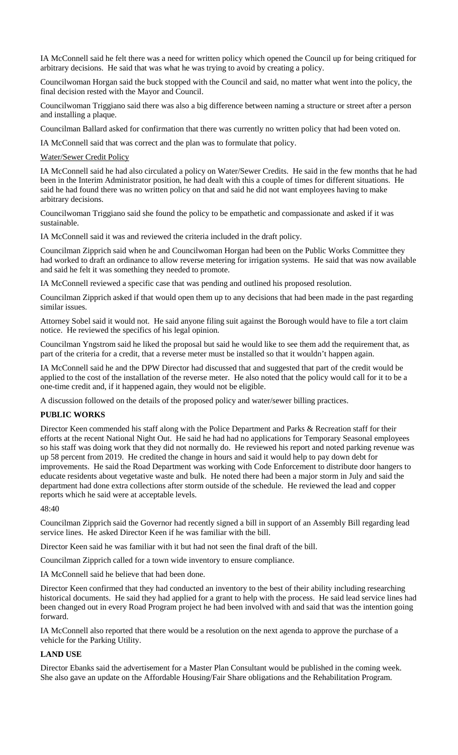IA McConnell said he felt there was a need for written policy which opened the Council up for being critiqued for arbitrary decisions. He said that was what he was trying to avoid by creating a policy.

Councilwoman Horgan said the buck stopped with the Council and said, no matter what went into the policy, the final decision rested with the Mayor and Council.

Councilwoman Triggiano said there was also a big difference between naming a structure or street after a person and installing a plaque.

Councilman Ballard asked for confirmation that there was currently no written policy that had been voted on.

IA McConnell said that was correct and the plan was to formulate that policy.

Water/Sewer Credit Policy

IA McConnell said he had also circulated a policy on Water/Sewer Credits. He said in the few months that he had been in the Interim Administrator position, he had dealt with this a couple of times for different situations. He said he had found there was no written policy on that and said he did not want employees having to make arbitrary decisions.

Councilwoman Triggiano said she found the policy to be empathetic and compassionate and asked if it was sustainable.

IA McConnell said it was and reviewed the criteria included in the draft policy.

Councilman Zipprich said when he and Councilwoman Horgan had been on the Public Works Committee they had worked to draft an ordinance to allow reverse metering for irrigation systems. He said that was now available and said he felt it was something they needed to promote.

IA McConnell reviewed a specific case that was pending and outlined his proposed resolution.

Councilman Zipprich asked if that would open them up to any decisions that had been made in the past regarding similar issues.

Attorney Sobel said it would not. He said anyone filing suit against the Borough would have to file a tort claim notice. He reviewed the specifics of his legal opinion.

Councilman Yngstrom said he liked the proposal but said he would like to see them add the requirement that, as part of the criteria for a credit, that a reverse meter must be installed so that it wouldn't happen again.

IA McConnell said he and the DPW Director had discussed that and suggested that part of the credit would be applied to the cost of the installation of the reverse meter. He also noted that the policy would call for it to be a one-time credit and, if it happened again, they would not be eligible.

A discussion followed on the details of the proposed policy and water/sewer billing practices.

**PUBLIC WORKS**

Director Keen commended his staff along with the Police Department and Parks & Recreation staff for their efforts at the recent National Night Out. He said he had had no applications for Temporary Seasonal employees so his staff was doing work that they did not normally do. He reviewed his report and noted parking revenue was up 58 percent from 2019. He credited the change in hours and said it would help to pay down debt for improvements. He said the Road Department was working with Code Enforcement to distribute door hangers to educate residents about vegetative waste and bulk. He noted there had been a major storm in July and said the department had done extra collections after storm outside of the schedule. He reviewed the lead and copper reports which he said were at acceptable levels.

48:40

Councilman Zipprich said the Governor had recently signed a bill in support of an Assembly Bill regarding lead service lines. He asked Director Keen if he was familiar with the bill.

Director Keen said he was familiar with it but had not seen the final draft of the bill.

Councilman Zipprich called for a town wide inventory to ensure compliance.

IA McConnell said he believe that had been done.

Director Keen confirmed that they had conducted an inventory to the best of their ability including researching historical documents. He said they had applied for a grant to help with the process. He said lead service lines had been changed out in every Road Program project he had been involved with and said that was the intention going forward.

IA McConnell also reported that there would be a resolution on the next agenda to approve the purchase of a vehicle for the Parking Utility.

**LAND USE**

Director Ebanks said the advertisement for a Master Plan Consultant would be published in the coming week. She also gave an update on the Affordable Housing/Fair Share obligations and the Rehabilitation Program.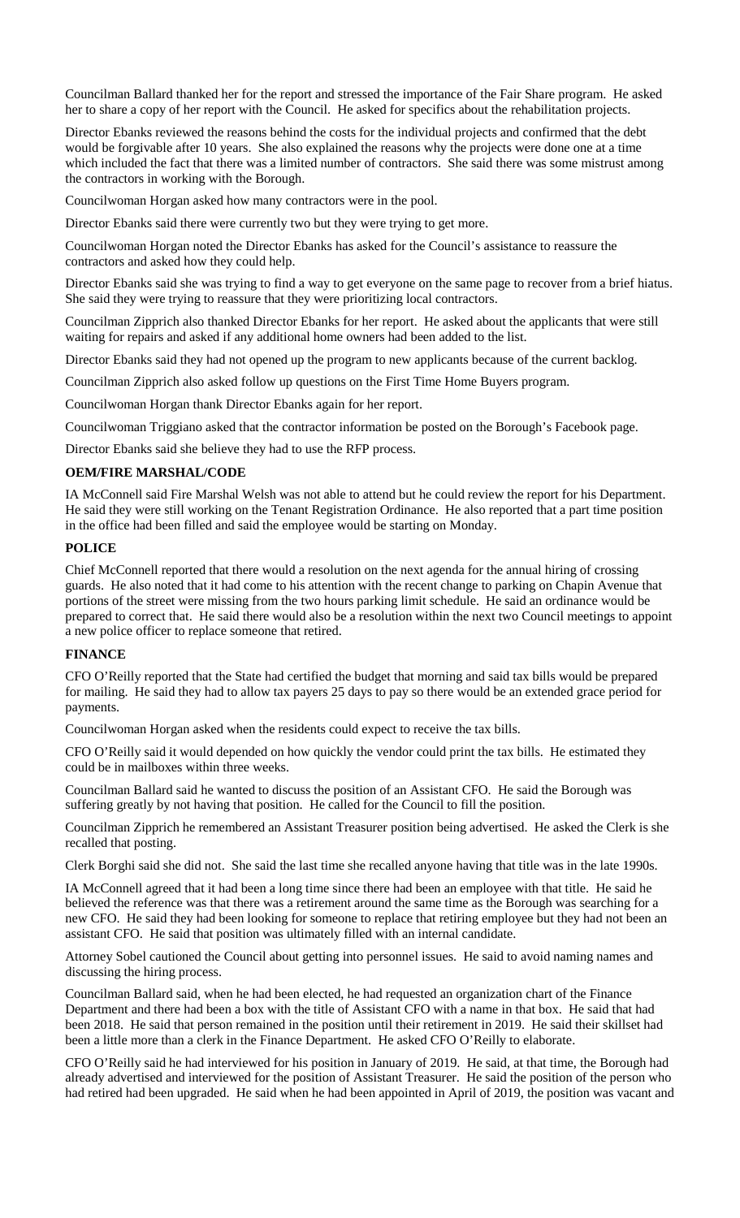Councilman Ballard thanked her for the report and stressed the importance of the Fair Share program. He asked her to share a copy of her report with the Council. He asked for specifics about the rehabilitation projects.

Director Ebanks reviewed the reasons behind the costs for the individual projects and confirmed that the debt would be forgivable after 10 years. She also explained the reasons why the projects were done one at a time which included the fact that there was a limited number of contractors. She said there was some mistrust among the contractors in working with the Borough.

Councilwoman Horgan asked how many contractors were in the pool.

Director Ebanks said there were currently two but they were trying to get more.

Councilwoman Horgan noted the Director Ebanks has asked for the Council's assistance to reassure the contractors and asked how they could help.

Director Ebanks said she was trying to find a way to get everyone on the same page to recover from a brief hiatus. She said they were trying to reassure that they were prioritizing local contractors.

Councilman Zipprich also thanked Director Ebanks for her report. He asked about the applicants that were still waiting for repairs and asked if any additional home owners had been added to the list.

Director Ebanks said they had not opened up the program to new applicants because of the current backlog.

Councilman Zipprich also asked follow up questions on the First Time Home Buyers program.

Councilwoman Horgan thank Director Ebanks again for her report.

Councilwoman Triggiano asked that the contractor information be posted on the Borough's Facebook page.

Director Ebanks said she believe they had to use the RFP process.

**OEM/FIRE MARSHAL/CODE**

IA McConnell said Fire Marshal Welsh was not able to attend but he could review the report for his Department. He said they were still working on the Tenant Registration Ordinance. He also reported that a part time position in the office had been filled and said the employee would be starting on Monday.

**POLICE**

Chief McConnell reported that there would a resolution on the next agenda for the annual hiring of crossing guards. He also noted that it had come to his attention with the recent change to parking on Chapin Avenue that portions of the street were missing from the two hours parking limit schedule. He said an ordinance would be prepared to correct that. He said there would also be a resolution within the next two Council meetings to appoint a new police officer to replace someone that retired.

**FINANCE**

CFO O'Reilly reported that the State had certified the budget that morning and said tax bills would be prepared for mailing. He said they had to allow tax payers 25 days to pay so there would be an extended grace period for payments.

Councilwoman Horgan asked when the residents could expect to receive the tax bills.

CFO O'Reilly said it would depended on how quickly the vendor could print the tax bills. He estimated they could be in mailboxes within three weeks.

Councilman Ballard said he wanted to discuss the position of an Assistant CFO. He said the Borough was suffering greatly by not having that position. He called for the Council to fill the position.

Councilman Zipprich he remembered an Assistant Treasurer position being advertised. He asked the Clerk is she recalled that posting.

Clerk Borghi said she did not. She said the last time she recalled anyone having that title was in the late 1990s.

IA McConnell agreed that it had been a long time since there had been an employee with that title. He said he believed the reference was that there was a retirement around the same time as the Borough was searching for a new CFO. He said they had been looking for someone to replace that retiring employee but they had not been an assistant CFO. He said that position was ultimately filled with an internal candidate.

Attorney Sobel cautioned the Council about getting into personnel issues. He said to avoid naming names and discussing the hiring process.

Councilman Ballard said, when he had been elected, he had requested an organization chart of the Finance Department and there had been a box with the title of Assistant CFO with a name in that box. He said that had been 2018. He said that person remained in the position until their retirement in 2019. He said their skillset had been a little more than a clerk in the Finance Department. He asked CFO O'Reilly to elaborate.

CFO O'Reilly said he had interviewed for his position in January of 2019. He said, at that time, the Borough had already advertised and interviewed for the position of Assistant Treasurer. He said the position of the person who had retired had been upgraded. He said when he had been appointed in April of 2019, the position was vacant and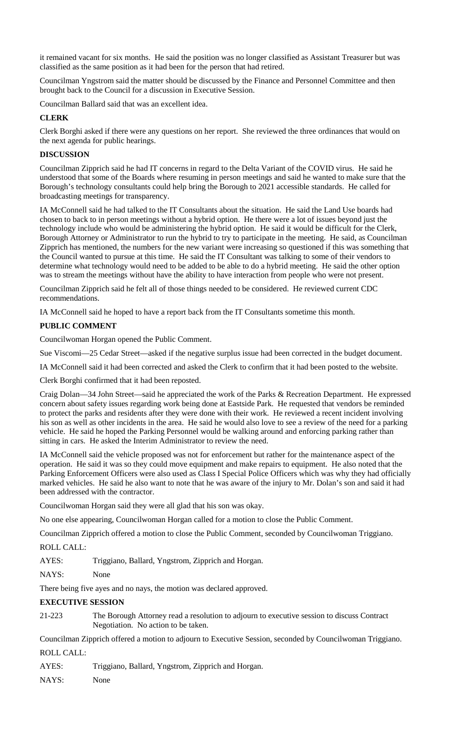it remained vacant for six months. He said the position was no longer classified as Assistant Treasurer but was classified as the same position as it had been for the person that had retired.

Councilman Yngstrom said the matter should be discussed by the Finance and Personnel Committee and then brought back to the Council for a discussion in Executive Session.

Councilman Ballard said that was an excellent idea.

**CLERK**

Clerk Borghi asked if there were any questions on her report. She reviewed the three ordinances that would on the next agenda for public hearings.

**DISCUSSION**

Councilman Zipprich said he had IT concerns in regard to the Delta Variant of the COVID virus. He said he understood that some of the Boards where resuming in person meetings and said he wanted to make sure that the Borough's technology consultants could help bring the Borough to 2021 accessible standards. He called for broadcasting meetings for transparency.

IA McConnell said he had talked to the IT Consultants about the situation. He said the Land Use boards had chosen to back to in person meetings without a hybrid option. He there were a lot of issues beyond just the technology include who would be administering the hybrid option. He said it would be difficult for the Clerk, Borough Attorney or Administrator to run the hybrid to try to participate in the meeting. He said, as Councilman Zipprich has mentioned, the numbers for the new variant were increasing so questioned if this was something that the Council wanted to pursue at this time. He said the IT Consultant was talking to some of their vendors to determine what technology would need to be added to be able to do a hybrid meeting. He said the other option was to stream the meetings without have the ability to have interaction from people who were not present.

Councilman Zipprich said he felt all of those things needed to be considered. He reviewed current CDC recommendations.

IA McConnell said he hoped to have a report back from the IT Consultants sometime this month.

**PUBLIC COMMENT**

Councilwoman Horgan opened the Public Comment.

Sue Viscomi—25 Cedar Street—asked if the negative surplus issue had been corrected in the budget document.

IA McConnell said it had been corrected and asked the Clerk to confirm that it had been posted to the website.

Clerk Borghi confirmed that it had been reposted.

Craig Dolan—34 John Street—said he appreciated the work of the Parks & Recreation Department. He expressed concern about safety issues regarding work being done at Eastside Park. He requested that vendors be reminded to protect the parks and residents after they were done with their work. He reviewed a recent incident involving his son as well as other incidents in the area. He said he would also love to see a review of the need for a parking vehicle. He said he hoped the Parking Personnel would be walking around and enforcing parking rather than sitting in cars. He asked the Interim Administrator to review the need.

IA McConnell said the vehicle proposed was not for enforcement but rather for the maintenance aspect of the operation. He said it was so they could move equipment and make repairs to equipment. He also noted that the Parking Enforcement Officers were also used as Class I Special Police Officers which was why they had officially marked vehicles. He said he also want to note that he was aware of the injury to Mr. Dolan's son and said it had been addressed with the contractor.

Councilwoman Horgan said they were all glad that his son was okay.

No one else appearing, Councilwoman Horgan called for a motion to close the Public Comment.

Councilman Zipprich offered a motion to close the Public Comment, seconded by Councilwoman Triggiano.

ROLL CALL:

AYES: Triggiano, Ballard, Yngstrom, Zipprich and Horgan.

NAYS: None

There being five ayes and no nays, the motion was declared approved.

**EXECUTIVE SESSION**

21-223 The Borough Attorney read a resolution to adjourn to executive session to discuss Contract Negotiation. No action to be taken.

Councilman Zipprich offered a motion to adjourn to Executive Session, seconded by Councilwoman Triggiano.

ROLL CALL:

AYES: Triggiano, Ballard, Yngstrom, Zipprich and Horgan.

NAYS: None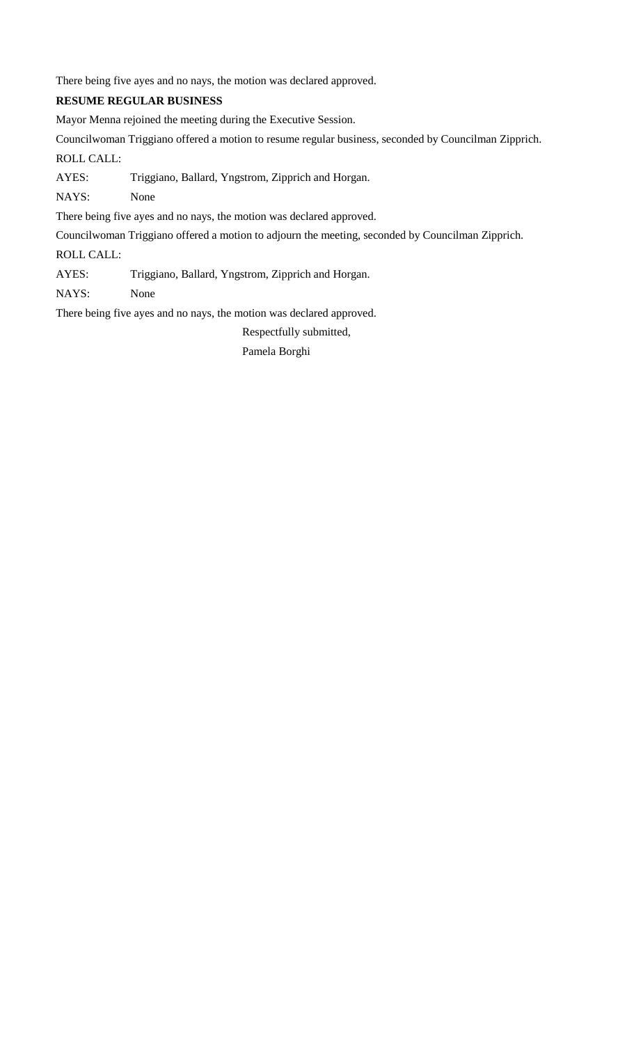There being five ayes and no nays, the motion was declared approved.

**RESUME REGULAR BUSINESS**

Mayor Menna rejoined the meeting during the Executive Session.

Councilwoman Triggiano offered a motion to resume regular business, seconded by Councilman Zipprich.

ROLL CALL:

AYES: Triggiano, Ballard, Yngstrom, Zipprich and Horgan.

NAYS: None

There being five ayes and no nays, the motion was declared approved.

Councilwoman Triggiano offered a motion to adjourn the meeting, seconded by Councilman Zipprich.

ROLL CALL:

AYES: Triggiano, Ballard, Yngstrom, Zipprich and Horgan.

NAYS: None

There being five ayes and no nays, the motion was declared approved.

Respectfully submitted,

Pamela Borghi